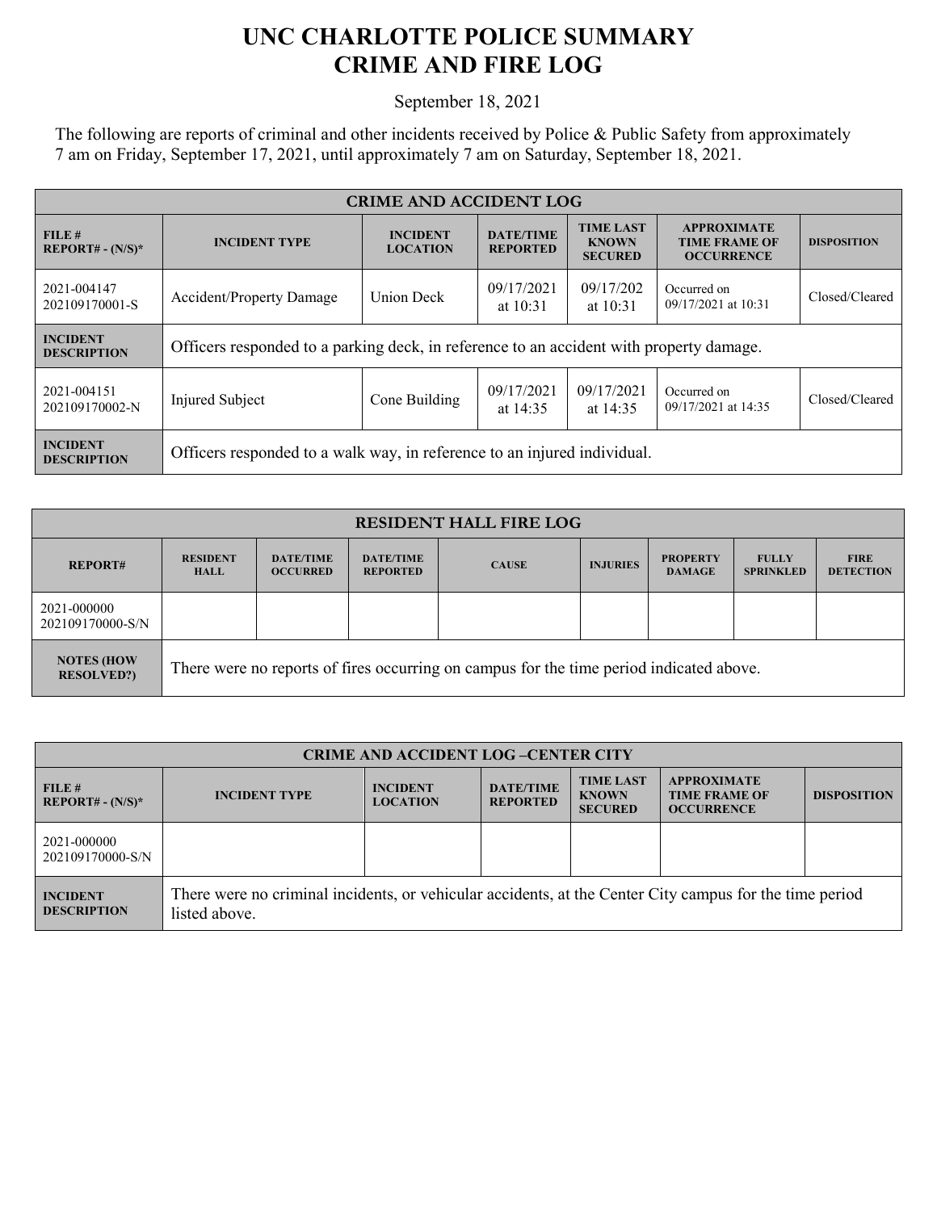# UNC CHARLOTTE POLICE SUMMARY
# CRIME AND FIRE LOG

September 18, 2021

The following are reports of criminal and other incidents received by Police & Public Safety from approximately 7 am on Friday, September 17, 2021, until approximately 7 am on Saturday, September 18, 2021.

| CRIME AND ACCIDENT LOG | | | | | | |
|---|---|---|---|---|---|---|
| **FILE # REPORT# - (N/S)*** | **INCIDENT TYPE** | **INCIDENT LOCATION** | **DATE/TIME REPORTED** | **TIME LAST KNOWN SECURED** | **APPROXIMATE TIME FRAME OF OCCURRENCE** | **DISPOSITION** |
| 2021-004147 202109170001-S | Accident/Property Damage | Union Deck | 09/17/2021 at 10:31 | 09/17/202 at 10:31 | Occurred on 09/17/2021 at 10:31 | Closed/Cleared |
| **INCIDENT DESCRIPTION** | Officers responded to a parking deck, in reference to an accident with property damage. | | | | | |
| 2021-004151 202109170002-N | Injured Subject | Cone Building | 09/17/2021 at 14:35 | 09/17/2021 at 14:35 | Occurred on 09/17/2021 at 14:35 | Closed/Cleared |
| **INCIDENT DESCRIPTION** | Officers responded to a walk way, in reference to an injured individual. | | | | | |

| RESIDENT HALL FIRE LOG | | | | | | | | |
|---|---|---|---|---|---|---|---|---|
| **REPORT#** | **RESIDENT HALL** | **DATE/TIME OCCURRED** | **DATE/TIME REPORTED** | **CAUSE** | **INJURIES** | **PROPERTY DAMAGE** | **FULLY SPRINKLED** | **FIRE DETECTION** |
| 2021-000000 202109170000-S/N | | | | | | | | |
| **NOTES (HOW RESOLVED?)** | There were no reports of fires occurring on campus for the time period indicated above. | | | | | | | |

| CRIME AND ACCIDENT LOG –CENTER CITY | | | | | | |
|---|---|---|---|---|---|---|
| **FILE # REPORT# - (N/S)*** | **INCIDENT TYPE** | **INCIDENT LOCATION** | **DATE/TIME REPORTED** | **TIME LAST KNOWN SECURED** | **APPROXIMATE TIME FRAME OF OCCURRENCE** | **DISPOSITION** |
| 2021-000000 202109170000-S/N | | | | | | |
| **INCIDENT DESCRIPTION** | There were no criminal incidents, or vehicular accidents, at the Center City campus for the time period listed above. | | | | | |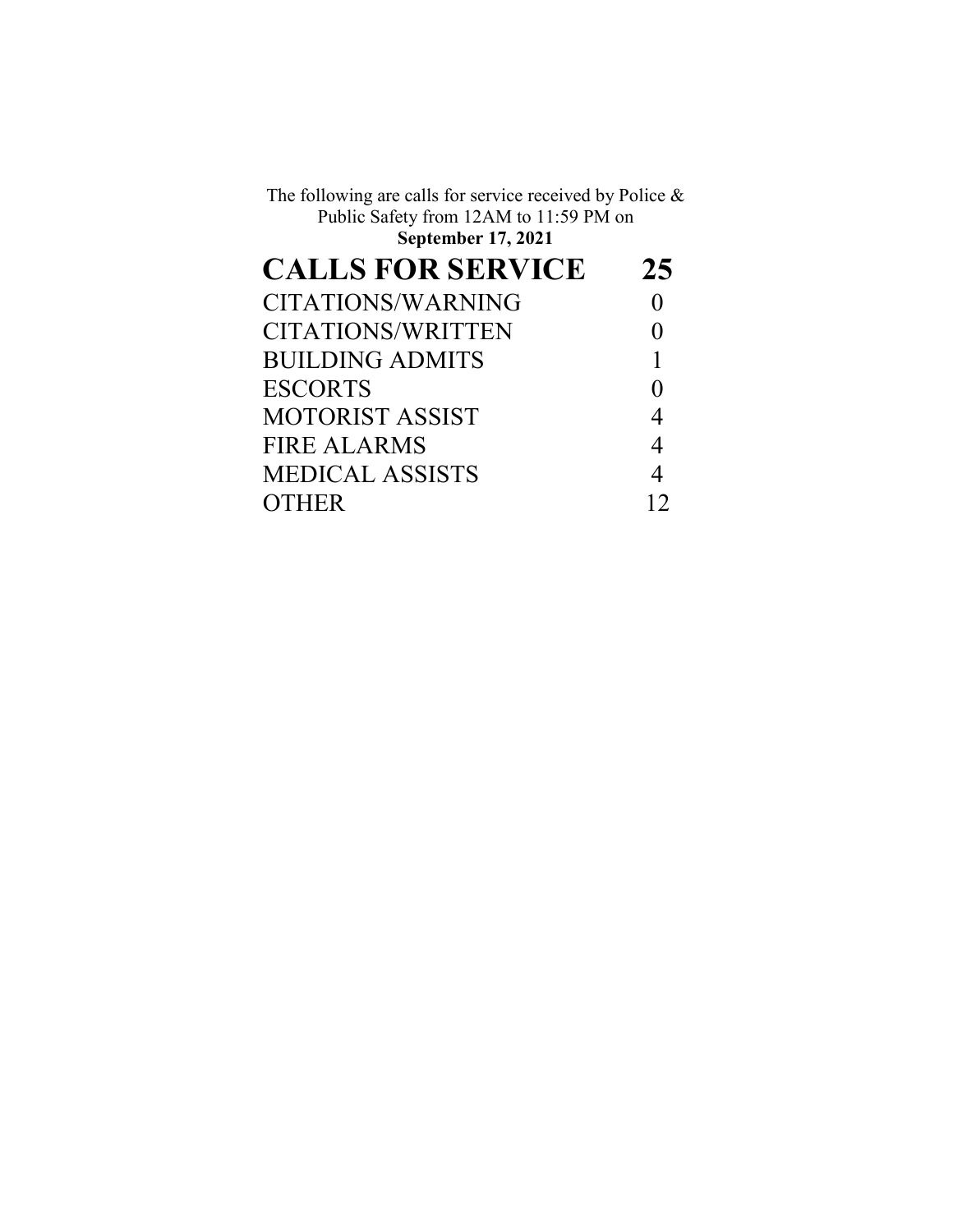The following are calls for service received by Police & Public Safety from 12AM to 11:59 PM on

**September 17, 2021**

| | |
|---|---|
| **CALLS FOR SERVICE** | **25** |
| CITATIONS/WARNING | 0 |
| CITATIONS/WRITTEN | 0 |
| BUILDING ADMITS | 1 |
| ESCORTS | 0 |
| MOTORIST ASSIST | 4 |
| FIRE ALARMS | 4 |
| MEDICAL ASSISTS | 4 |
| OTHER | 12 |